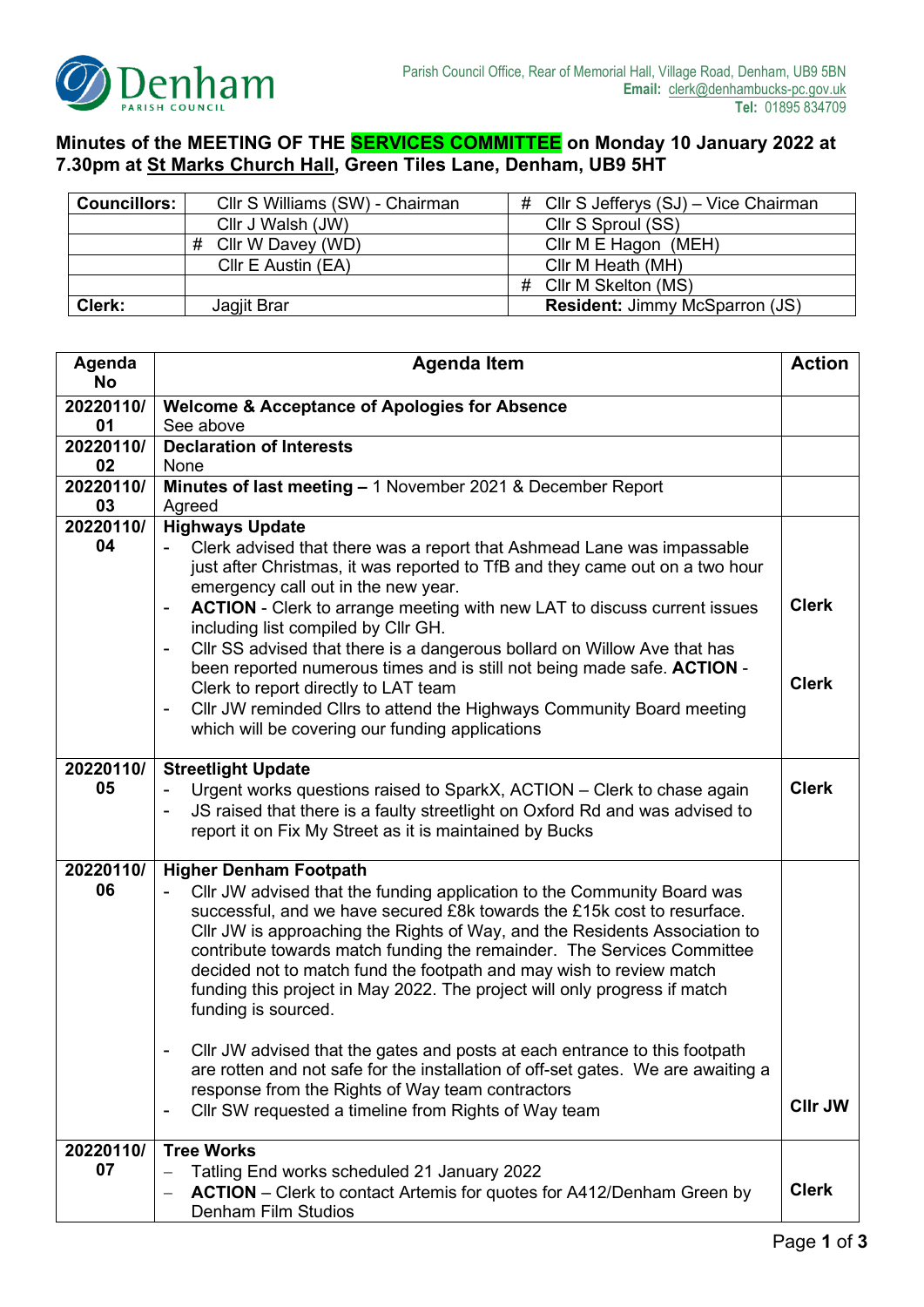Denham PARISH COUNCIL

Parish Council Office, Rear of Memorial Hall, Village Road, Denham, UB9 5BN
**Email:** clerk@denhambucks-pc.gov.uk
**Tel:** 01895 834709

## Minutes of the MEETING OF THE SERVICES COMMITTEE on Monday 10 January 2022 at 7.30pm at St Marks Church Hall, Green Tiles Lane, Denham, UB9 5HT

| **Councillors:** | Cllr S Williams (SW) - Chairman | # Cllr S Jefferys (SJ) – Vice Chairman |
|---|---|---|
| | Cllr J Walsh (JW) | Cllr S Sproul (SS) |
| | # Cllr W Davey (WD) | Cllr M E Hagon (MEH) |
| | Cllr E Austin (EA) | Cllr M Heath (MH) |
| | | # Cllr M Skelton (MS) |
| **Clerk:** | Jagjit Brar | **Resident:** Jimmy McSparron (JS) |

| Agenda No | Agenda Item | Action |
|---|---|---|
| 20220110/ 01 | **Welcome & Acceptance of Apologies for Absence**<br>See above | |
| 20220110/ 02 | **Declaration of Interests**<br>None | |
| 20220110/ 03 | **Minutes of last meeting –** 1 November 2021 & December Report<br>Agreed | |
| 20220110/ 04 | **Highways Update**<br>- Clerk advised that there was a report that Ashmead Lane was impassable just after Christmas, it was reported to TfB and they came out on a two hour emergency call out in the new year.<br>- **ACTION** - Clerk to arrange meeting with new LAT to discuss current issues including list compiled by Cllr GH.<br>- Cllr SS advised that there is a dangerous bollard on Willow Ave that has been reported numerous times and is still not being made safe. **ACTION** - Clerk to report directly to LAT team<br>- Cllr JW reminded Cllrs to attend the Highways Community Board meeting which will be covering our funding applications | **Clerk**<br><br>**Clerk** |
| 20220110/ 05 | **Streetlight Update**<br>- Urgent works questions raised to SparkX, ACTION – Clerk to chase again<br>- JS raised that there is a faulty streetlight on Oxford Rd and was advised to report it on Fix My Street as it is maintained by Bucks | **Clerk** |
| 20220110/ 06 | **Higher Denham Footpath**<br>- Cllr JW advised that the funding application to the Community Board was successful, and we have secured £8k towards the £15k cost to resurface. Cllr JW is approaching the Rights of Way, and the Residents Association to contribute towards match funding the remainder. The Services Committee decided not to match fund the footpath and may wish to review match funding this project in May 2022. The project will only progress if match funding is sourced.<br><br>- Cllr JW advised that the gates and posts at each entrance to this footpath are rotten and not safe for the installation of off-set gates. We are awaiting a response from the Rights of Way team contractors<br>- Cllr SW requested a timeline from Rights of Way team | **Cllr JW** |
| 20220110/ 07 | **Tree Works**<br>– Tatling End works scheduled 21 January 2022<br>– **ACTION** – Clerk to contact Artemis for quotes for A412/Denham Green by Denham Film Studios | **Clerk** |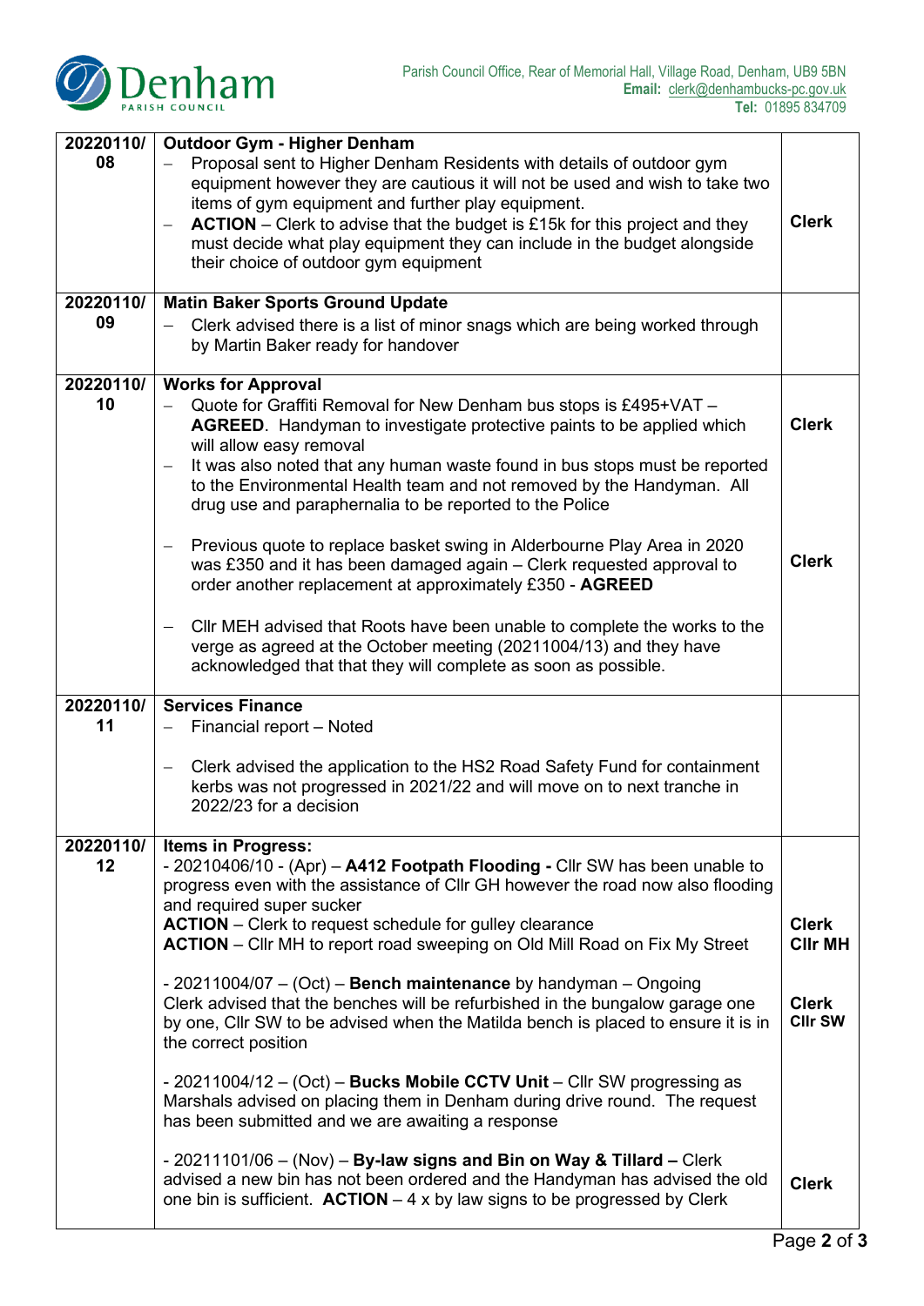| | | |
|---|---|---|
| 20220110/08 | **Outdoor Gym - Higher Denham**<br>– Proposal sent to Higher Denham Residents with details of outdoor gym equipment however they are cautious it will not be used and wish to take two items of gym equipment and further play equipment.<br>– **ACTION** – Clerk to advise that the budget is £15k for this project and they must decide what play equipment they can include in the budget alongside their choice of outdoor gym equipment | Clerk |
| 20220110/09 | **Matin Baker Sports Ground Update**<br>– Clerk advised there is a list of minor snags which are being worked through by Martin Baker ready for handover | |
| 20220110/10 | **Works for Approval**<br>– Quote for Graffiti Removal for New Denham bus stops is £495+VAT – **AGREED**. Handyman to investigate protective paints to be applied which will allow easy removal<br>– It was also noted that any human waste found in bus stops must be reported to the Environmental Health team and not removed by the Handyman. All drug use and paraphernalia to be reported to the Police<br><br>– Previous quote to replace basket swing in Alderbourne Play Area in 2020 was £350 and it has been damaged again – Clerk requested approval to order another replacement at approximately £350 - **AGREED**<br><br>– Cllr MEH advised that Roots have been unable to complete the works to the verge as agreed at the October meeting (20211004/13) and they have acknowledged that that they will complete as soon as possible. | Clerk<br><br><br><br><br>Clerk |
| 20220110/11 | **Services Finance**<br>– Financial report – Noted<br><br>– Clerk advised the application to the HS2 Road Safety Fund for containment kerbs was not progressed in 2021/22 and will move on to next tranche in 2022/23 for a decision | |
| 20220110/12 | **Items in Progress:**<br>- 20210406/10 - (Apr) – **A412 Footpath Flooding -** Cllr SW has been unable to progress even with the assistance of Cllr GH however the road now also flooding and required super sucker<br>**ACTION** – Clerk to request schedule for gulley clearance<br>**ACTION** – Cllr MH to report road sweeping on Old Mill Road on Fix My Street<br><br>- 20211004/07 – (Oct) – **Bench maintenance** by handyman – Ongoing<br>Clerk advised that the benches will be refurbished in the bungalow garage one by one, Cllr SW to be advised when the Matilda bench is placed to ensure it is in the correct position<br><br>- 20211004/12 – (Oct) – **Bucks Mobile CCTV Unit** – Cllr SW progressing as Marshals advised on placing them in Denham during drive round. The request has been submitted and we are awaiting a response<br><br>- 20211101/06 – (Nov) – **By-law signs and Bin on Way & Tillard –** Clerk advised a new bin has not been ordered and the Handyman has advised the old one bin is sufficient. **ACTION** – 4 x by law signs to be progressed by Clerk | Clerk<br>Cllr MH<br><br>Clerk<br>Cllr SW<br><br><br><br>Clerk |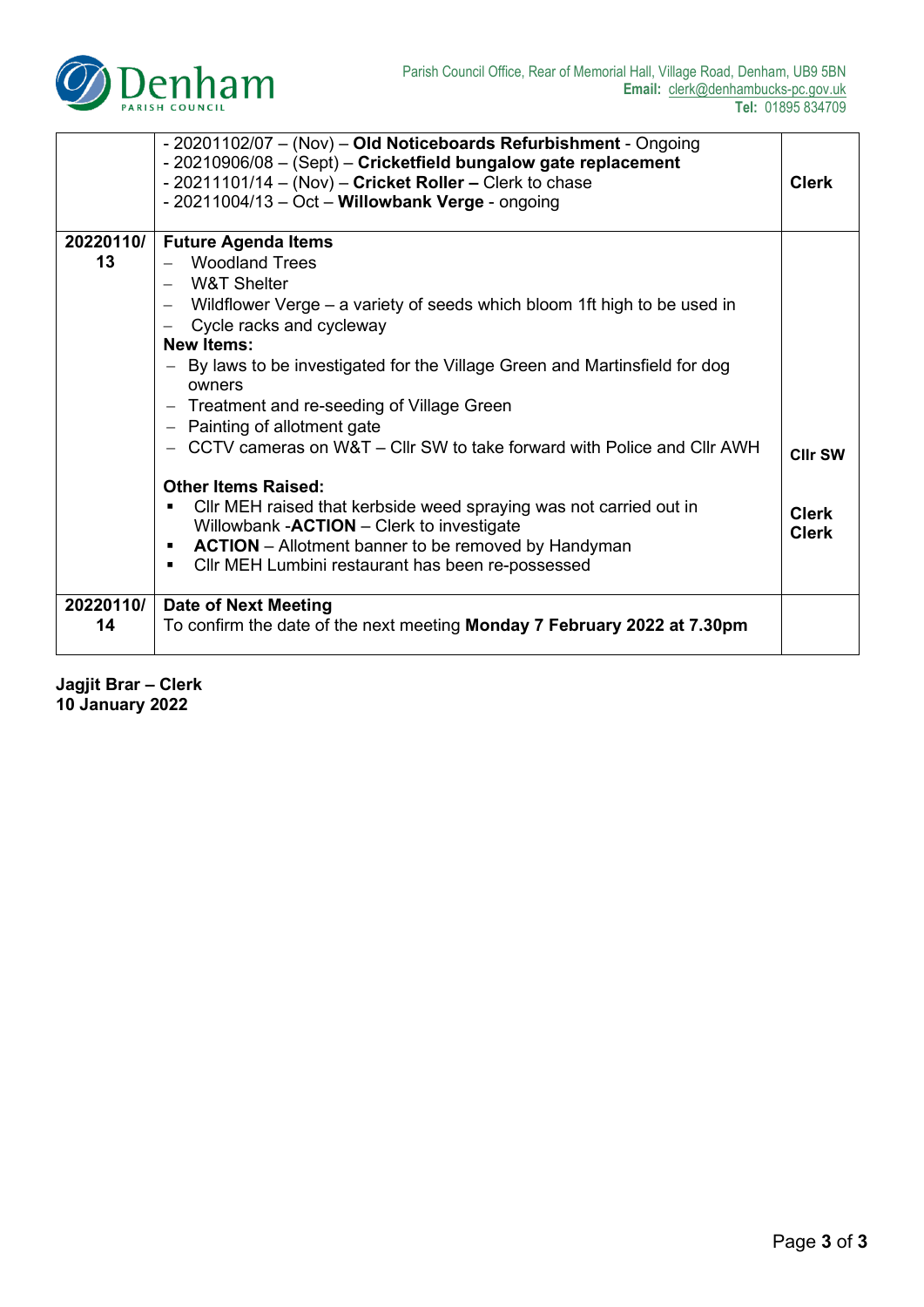| | | |
|---|---|---|
| | - 20201102/07 – (Nov) – **Old Noticeboards Refurbishment** - Ongoing<br>- 20210906/08 – (Sept) – **Cricketfield bungalow gate replacement**<br>- 20211101/14 – (Nov) – **Cricket Roller –** Clerk to chase<br>- 20211004/13 – Oct – **Willowbank Verge** - ongoing | **Clerk** |
| **20220110/ 13** | **Future Agenda Items**<br>– Woodland Trees<br>– W&T Shelter<br>– Wildflower Verge – a variety of seeds which bloom 1ft high to be used in<br>– Cycle racks and cycleway<br>**New Items:**<br>– By laws to be investigated for the Village Green and Martinsfield for dog owners<br>– Treatment and re-seeding of Village Green<br>– Painting of allotment gate<br>– CCTV cameras on W&T – Cllr SW to take forward with Police and Cllr AWH<br><br>**Other Items Raised:**<br>▪ Cllr MEH raised that kerbside weed spraying was not carried out in Willowbank -**ACTION** – Clerk to investigate<br>▪ **ACTION** – Allotment banner to be removed by Handyman<br>▪ Cllr MEH Lumbini restaurant has been re-possessed | **Cllr SW**<br><br>**Clerk**<br>**Clerk** |
| **20220110/ 14** | **Date of Next Meeting**<br>To confirm the date of the next meeting **Monday 7 February 2022 at 7.30pm** | |

**Jagjit Brar – Clerk**
**10 January 2022**